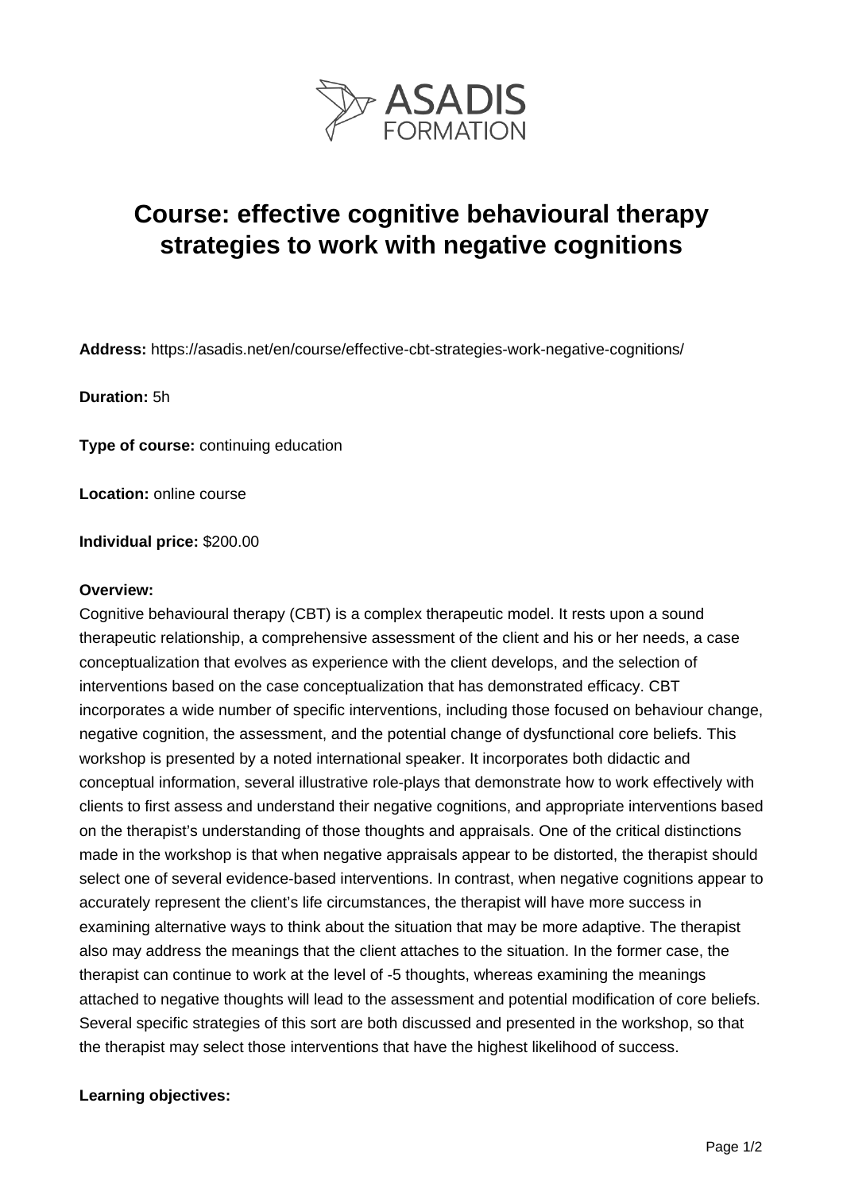# Course: effective cognitive behavioural therapy strategies to work with negative cognitions

**Address:** https://asadis.net/en/course/effective-cbt-strategies-work-negative-cognitions/

**Duration:** 5h

**Type of course:** continuing education

**Location:** online course

**Individual price:** $200.00

**Overview:**

Cognitive behavioural therapy (CBT) is a complex therapeutic model. It rests upon a sound therapeutic relationship, a comprehensive assessment of the client and his or her needs, a case conceptualization that evolves as experience with the client develops, and the selection of interventions based on the case conceptualization that has demonstrated efficacy. CBT incorporates a wide number of specific interventions, including those focused on behaviour change, negative cognition, the assessment, and the potential change of dysfunctional core beliefs. This workshop is presented by a noted international speaker. It incorporates both didactic and conceptual information, several illustrative role-plays that demonstrate how to work effectively with clients to first assess and understand their negative cognitions, and appropriate interventions based on the therapist's understanding of those thoughts and appraisals. One of the critical distinctions made in the workshop is that when negative appraisals appear to be distorted, the therapist should select one of several evidence-based interventions. In contrast, when negative cognitions appear to accurately represent the client's life circumstances, the therapist will have more success in examining alternative ways to think about the situation that may be more adaptive. The therapist also may address the meanings that the client attaches to the situation. In the former case, the therapist can continue to work at the level of -5 thoughts, whereas examining the meanings attached to negative thoughts will lead to the assessment and potential modification of core beliefs. Several specific strategies of this sort are both discussed and presented in the workshop, so that the therapist may select those interventions that have the highest likelihood of success.

**Learning objectives:**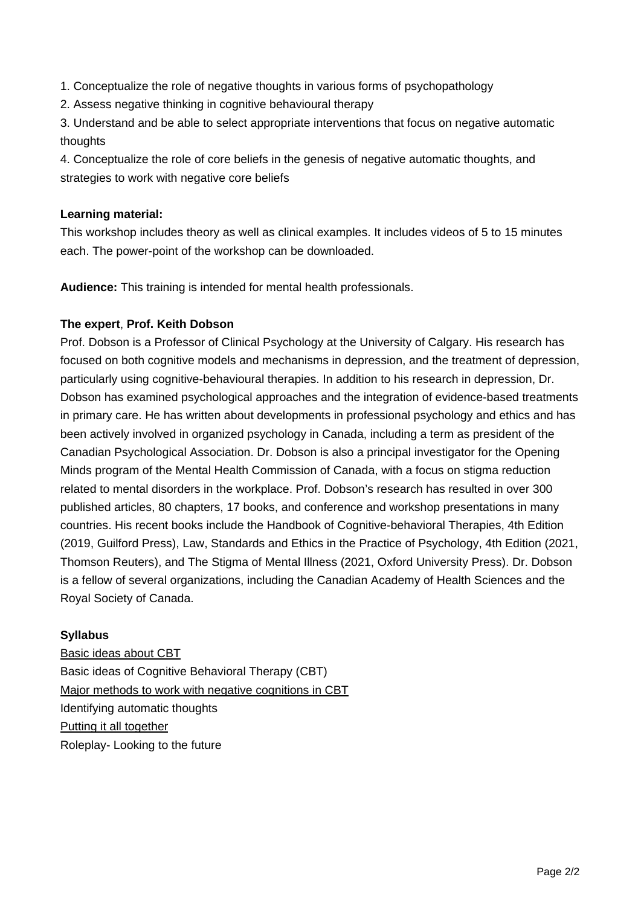1. Conceptualize the role of negative thoughts in various forms of psychopathology
2. Assess negative thinking in cognitive behavioural therapy
3. Understand and be able to select appropriate interventions that focus on negative automatic thoughts
4. Conceptualize the role of core beliefs in the genesis of negative automatic thoughts, and strategies to work with negative core beliefs

**Learning material:**

This workshop includes theory as well as clinical examples. It includes videos of 5 to 15 minutes each. The power-point of the workshop can be downloaded.

**Audience:** This training is intended for mental health professionals.

**The expert**, **Prof. Keith Dobson**

Prof. Dobson is a Professor of Clinical Psychology at the University of Calgary. His research has focused on both cognitive models and mechanisms in depression, and the treatment of depression, particularly using cognitive-behavioural therapies. In addition to his research in depression, Dr. Dobson has examined psychological approaches and the integration of evidence-based treatments in primary care. He has written about developments in professional psychology and ethics and has been actively involved in organized psychology in Canada, including a term as president of the Canadian Psychological Association. Dr. Dobson is also a principal investigator for the Opening Minds program of the Mental Health Commission of Canada, with a focus on stigma reduction related to mental disorders in the workplace. Prof. Dobson's research has resulted in over 300 published articles, 80 chapters, 17 books, and conference and workshop presentations in many countries. His recent books include the Handbook of Cognitive-behavioral Therapies, 4th Edition (2019, Guilford Press), Law, Standards and Ethics in the Practice of Psychology, 4th Edition (2021, Thomson Reuters), and The Stigma of Mental Illness (2021, Oxford University Press). Dr. Dobson is a fellow of several organizations, including the Canadian Academy of Health Sciences and the Royal Society of Canada.

**Syllabus**

Basic ideas about CBT

Basic ideas of Cognitive Behavioral Therapy (CBT)

Major methods to work with negative cognitions in CBT

Identifying automatic thoughts

Putting it all together

Roleplay- Looking to the future